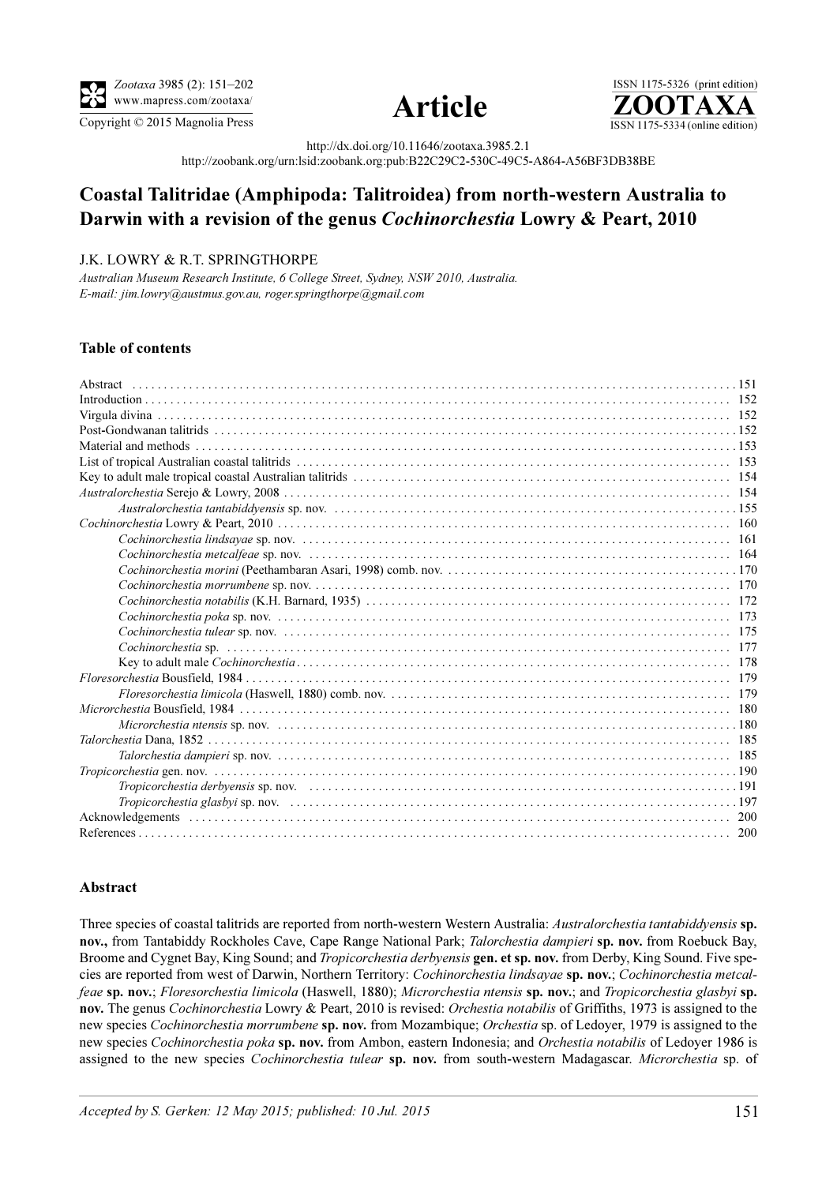http://dx.doi.org/10.11646/zootaxa.3985.2.1

http://zoobank.org/urn:lsid:zoobank.org:pub:B22C29C2-530C-49C5-A864-A56BF3DB38BE

# Coastal Talitridae (Amphipoda: Talitroidea) from north-western Australia to Darwin with a revision of the genus *Cochinorchestia* Lowry & Peart, 2010

J.K. LOWRY & R.T. SPRINGTHORPE

*Australian Museum Research Institute, 6 College Street, Sydney, NSW 2010, Australia.*
*E-mail: jim.lowry@austmus.gov.au, roger.springthorpe@gmail.com*

### Table of contents

Abstract . . . 151
Introduction . . . 152
Virgula divina . . . 152
Post-Gondwanan talitrids . . . 152
Material and methods . . . 153
List of tropical Australian coastal talitrids . . . 153
Key to adult male tropical coastal Australian talitrids . . . 154
*Australorchestia* Serejo & Lowry, 2008 . . . 154
- *Australorchestia tantabiddyensis* sp. nov. . . . 155

*Cochinorchestia* Lowry & Peart, 2010 . . . 160
- *Cochinorchestia lindsayae* sp. nov. . . . 161
- *Cochinorchestia metcalfeae* sp. nov. . . . 164
- *Cochinorchestia morini* (Peethambaran Asari, 1998) comb. nov. . . . 170
- *Cochinorchestia morrumbene* sp. nov. . . . 170
- *Cochinorchestia notabilis* (K.H. Barnard, 1935) . . . 172
- *Cochinorchestia poka* sp. nov. . . . 173
- *Cochinorchestia tulear* sp. nov. . . . 175
- *Cochinorchestia* sp. . . . 177
- Key to adult male *Cochinorchestia* . . . 178

*Floresorchestia* Bousfield, 1984 . . . 179
- *Floresorchestia limicola* (Haswell, 1880) comb. nov. . . . 179

*Microrchestia* Bousfield, 1984 . . . 180
- *Microrchestia ntensis* sp. nov. . . . 180

*Talorchestia* Dana, 1852 . . . 185
- *Talorchestia dampieri* sp. nov. . . . 185

*Tropicorchestia* gen. nov. . . . 190
- *Tropicorchestia derbyensis* sp. nov. . . . 191
- *Tropicorchestia glasbyi* sp. nov. . . . 197

Acknowledgements . . . 200
References . . . 200

### Abstract

Three species of coastal talitrids are reported from north-western Western Australia: *Australorchestia tantabiddyensis* **sp. nov.**, from Tantabiddy Rockholes Cave, Cape Range National Park; *Talorchestia dampieri* **sp. nov.** from Roebuck Bay, Broome and Cygnet Bay, King Sound; and *Tropicorchestia derbyensis* **gen. et sp. nov.** from Derby, King Sound. Five species are reported from west of Darwin, Northern Territory: *Cochinorchestia lindsayae* **sp. nov.**; *Cochinorchestia metcalfeae* **sp. nov.**; *Floresorchestia limicola* (Haswell, 1880); *Microrchestia ntensis* **sp. nov.**; and *Tropicorchestia glasbyi* **sp. nov.** The genus *Cochinorchestia* Lowry & Peart, 2010 is revised: *Orchestia notabilis* of Griffiths, 1973 is assigned to the new species *Cochinorchestia morrumbene* **sp. nov.** from Mozambique; *Orchestia* sp. of Ledoyer, 1979 is assigned to the new species *Cochinorchestia poka* **sp. nov.** from Ambon, eastern Indonesia; and *Orchestia notabilis* of Ledoyer 1986 is assigned to the new species *Cochinorchestia tulear* **sp. nov.** from south-western Madagascar. *Microrchestia* sp. of

*Accepted by S. Gerken: 12 May 2015; published: 10 Jul. 2015*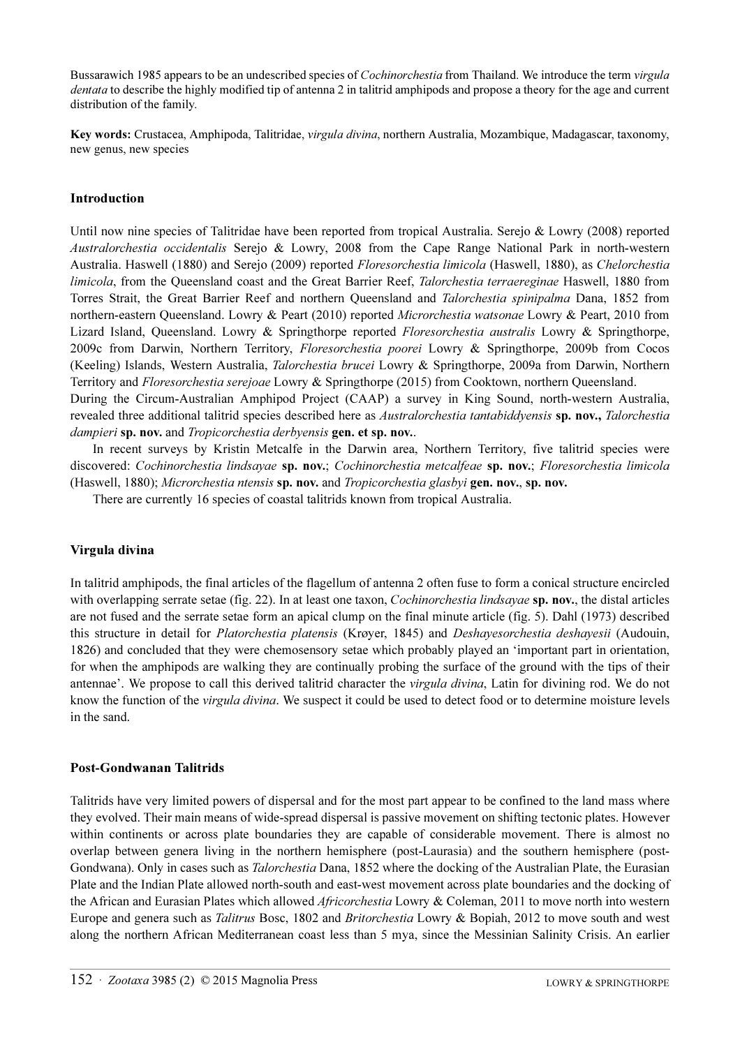Bussarawich 1985 appears to be an undescribed species of *Cochinorchestia* from Thailand. We introduce the term *virgula dentata* to describe the highly modified tip of antenna 2 in talitrid amphipods and propose a theory for the age and current distribution of the family.

**Key words:** Crustacea, Amphipoda, Talitridae, *virgula divina*, northern Australia, Mozambique, Madagascar, taxonomy, new genus, new species

## Introduction

Until now nine species of Talitridae have been reported from tropical Australia. Serejo & Lowry (2008) reported *Australorchestia occidentalis* Serejo & Lowry, 2008 from the Cape Range National Park in north-western Australia. Haswell (1880) and Serejo (2009) reported *Floresorchestia limicola* (Haswell, 1880), as *Chelorchestia limicola*, from the Queensland coast and the Great Barrier Reef, *Talorchestia terraereginae* Haswell, 1880 from Torres Strait, the Great Barrier Reef and northern Queensland and *Talorchestia spinipalma* Dana, 1852 from northern-eastern Queensland. Lowry & Peart (2010) reported *Microrchestia watsonae* Lowry & Peart, 2010 from Lizard Island, Queensland. Lowry & Springthorpe reported *Floresorchestia australis* Lowry & Springthorpe, 2009c from Darwin, Northern Territory, *Floresorchestia poorei* Lowry & Springthorpe, 2009b from Cocos (Keeling) Islands, Western Australia, *Talorchestia brucei* Lowry & Springthorpe, 2009a from Darwin, Northern Territory and *Floresorchestia serejoae* Lowry & Springthorpe (2015) from Cooktown, northern Queensland.
During the Circum-Australian Amphipod Project (CAAP) a survey in King Sound, north-western Australia, revealed three additional talitrid species described here as *Australorchestia tantabiddyensis* **sp. nov.,** *Talorchestia dampieri* **sp. nov.** and *Tropicorchestia derbyensis* **gen. et sp. nov.**.

In recent surveys by Kristin Metcalfe in the Darwin area, Northern Territory, five talitrid species were discovered: *Cochinorchestia lindsayae* **sp. nov.**; *Cochinorchestia metcalfeae* **sp. nov.**; *Floresorchestia limicola* (Haswell, 1880); *Microrchestia ntensis* **sp. nov.** and *Tropicorchestia glasbyi* **gen. nov.**, **sp. nov.**

There are currently 16 species of coastal talitrids known from tropical Australia.

## Virgula divina

In talitrid amphipods, the final articles of the flagellum of antenna 2 often fuse to form a conical structure encircled with overlapping serrate setae (fig. 22). In at least one taxon, *Cochinorchestia lindsayae* **sp. nov.**, the distal articles are not fused and the serrate setae form an apical clump on the final minute article (fig. 5). Dahl (1973) described this structure in detail for *Platorchestia platensis* (Krøyer, 1845) and *Deshayesorchestia deshayesii* (Audouin, 1826) and concluded that they were chemosensory setae which probably played an 'important part in orientation, for when the amphipods are walking they are continually probing the surface of the ground with the tips of their antennae'. We propose to call this derived talitrid character the *virgula divina*, Latin for divining rod. We do not know the function of the *virgula divina*. We suspect it could be used to detect food or to determine moisture levels in the sand.

## Post-Gondwanan Talitrids

Talitrids have very limited powers of dispersal and for the most part appear to be confined to the land mass where they evolved. Their main means of wide-spread dispersal is passive movement on shifting tectonic plates. However within continents or across plate boundaries they are capable of considerable movement. There is almost no overlap between genera living in the northern hemisphere (post-Laurasia) and the southern hemisphere (post-Gondwana). Only in cases such as *Talorchestia* Dana, 1852 where the docking of the Australian Plate, the Eurasian Plate and the Indian Plate allowed north-south and east-west movement across plate boundaries and the docking of the African and Eurasian Plates which allowed *Africorchestia* Lowry & Coleman, 2011 to move north into western Europe and genera such as *Talitrus* Bosc, 1802 and *Britorchestia* Lowry & Bopiah, 2012 to move south and west along the northern African Mediterranean coast less than 5 mya, since the Messinian Salinity Crisis. An earlier